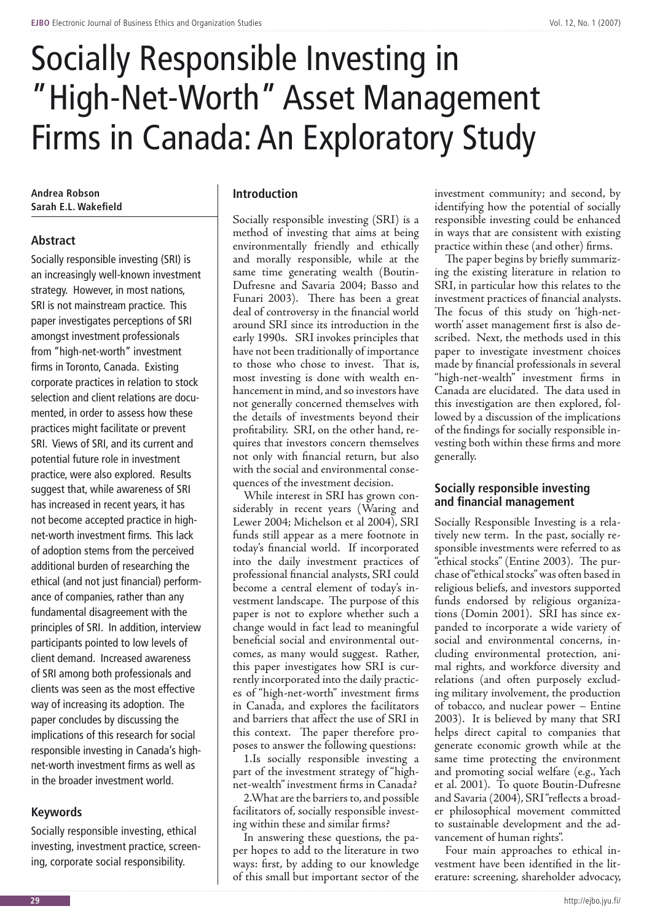# Socially Responsible Investing in "High-Net-Worth" Asset Management Firms in Canada: An Exploratory Study

**Andrea Robson**
**Sarah E.L. Wakefield**

## Abstract

Socially responsible investing (SRI) is an increasingly well-known investment strategy. However, in most nations, SRI is not mainstream practice. This paper investigates perceptions of SRI amongst investment professionals from "high-net-worth" investment firms in Toronto, Canada. Existing corporate practices in relation to stock selection and client relations are documented, in order to assess how these practices might facilitate or prevent SRI. Views of SRI, and its current and potential future role in investment practice, were also explored. Results suggest that, while awareness of SRI has increased in recent years, it has not become accepted practice in high-net-worth investment firms. This lack of adoption stems from the perceived additional burden of researching the ethical (and not just financial) performance of companies, rather than any fundamental disagreement with the principles of SRI. In addition, interview participants pointed to low levels of client demand. Increased awareness of SRI among both professionals and clients was seen as the most effective way of increasing its adoption. The paper concludes by discussing the implications of this research for social responsible investing in Canada's high-net-worth investment firms as well as in the broader investment world.

## Keywords

Socially responsible investing, ethical investing, investment practice, screening, corporate social responsibility.

## Introduction

Socially responsible investing (SRI) is a method of investing that aims at being environmentally friendly and ethically and morally responsible, while at the same time generating wealth (Boutin-Dufresne and Savaria 2004; Basso and Funari 2003). There has been a great deal of controversy in the financial world around SRI since its introduction in the early 1990s. SRI invokes principles that have not been traditionally of importance to those who chose to invest. That is, most investing is done with wealth enhancement in mind, and so investors have not generally concerned themselves with the details of investments beyond their profitability. SRI, on the other hand, requires that investors concern themselves not only with financial return, but also with the social and environmental consequences of the investment decision.

While interest in SRI has grown considerably in recent years (Waring and Lewer 2004; Michelson et al 2004), SRI funds still appear as a mere footnote in today's financial world. If incorporated into the daily investment practices of professional financial analysts, SRI could become a central element of today's investment landscape. The purpose of this paper is not to explore whether such a change would in fact lead to meaningful beneficial social and environmental outcomes, as many would suggest. Rather, this paper investigates how SRI is currently incorporated into the daily practices of "high-net-worth" investment firms in Canada, and explores the facilitators and barriers that affect the use of SRI in this context. The paper therefore proposes to answer the following questions:

1.Is socially responsible investing a part of the investment strategy of "high-net-wealth" investment firms in Canada?

2.What are the barriers to, and possible facilitators of, socially responsible investing within these and similar firms?

In answering these questions, the paper hopes to add to the literature in two ways: first, by adding to our knowledge of this small but important sector of the investment community; and second, by identifying how the potential of socially responsible investing could be enhanced in ways that are consistent with existing practice within these (and other) firms.

The paper begins by briefly summarizing the existing literature in relation to SRI, in particular how this relates to the investment practices of financial analysts. The focus of this study on 'high-net-worth' asset management first is also described. Next, the methods used in this paper to investigate investment choices made by financial professionals in several "high-net-wealth" investment firms in Canada are elucidated. The data used in this investigation are then explored, followed by a discussion of the implications of the findings for socially responsible investing both within these firms and more generally.

## Socially responsible investing and financial management

Socially Responsible Investing is a relatively new term. In the past, socially responsible investments were referred to as "ethical stocks" (Entine 2003). The purchase of "ethical stocks" was often based in religious beliefs, and investors supported funds endorsed by religious organizations (Domin 2001). SRI has since expanded to incorporate a wide variety of social and environmental concerns, including environmental protection, animal rights, and workforce diversity and relations (and often purposely excluding military involvement, the production of tobacco, and nuclear power – Entine 2003). It is believed by many that SRI helps direct capital to companies that generate economic growth while at the same time protecting the environment and promoting social welfare (e.g., Yach et al. 2001). To quote Boutin-Dufresne and Savaria (2004), SRI "reflects a broader philosophical movement committed to sustainable development and the advancement of human rights".

Four main approaches to ethical investment have been identified in the literature: screening, shareholder advocacy,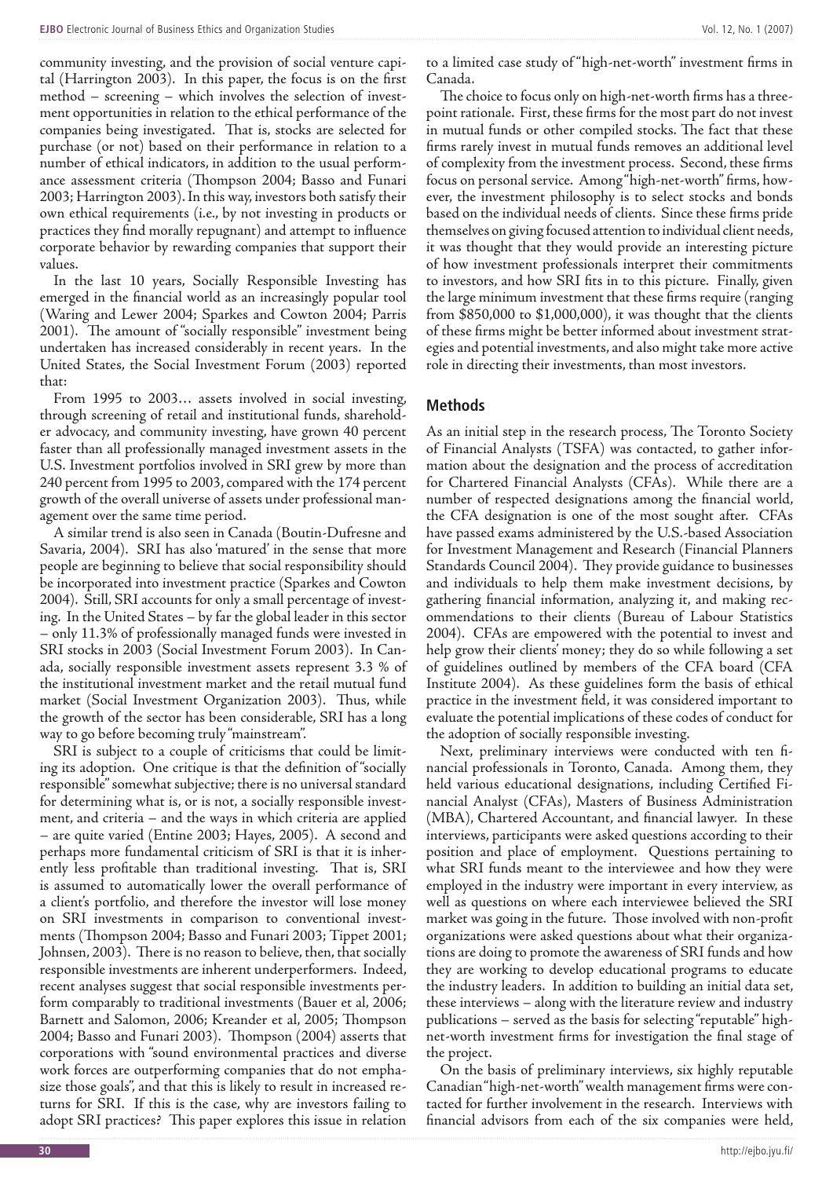community investing, and the provision of social venture capital (Harrington 2003). In this paper, the focus is on the first method – screening – which involves the selection of investment opportunities in relation to the ethical performance of the companies being investigated. That is, stocks are selected for purchase (or not) based on their performance in relation to a number of ethical indicators, in addition to the usual performance assessment criteria (Thompson 2004; Basso and Funari 2003; Harrington 2003). In this way, investors both satisfy their own ethical requirements (i.e., by not investing in products or practices they find morally repugnant) and attempt to influence corporate behavior by rewarding companies that support their values.

In the last 10 years, Socially Responsible Investing has emerged in the financial world as an increasingly popular tool (Waring and Lewer 2004; Sparkes and Cowton 2004; Parris 2001). The amount of "socially responsible" investment being undertaken has increased considerably in recent years. In the United States, the Social Investment Forum (2003) reported that:

From 1995 to 2003… assets involved in social investing, through screening of retail and institutional funds, shareholder advocacy, and community investing, have grown 40 percent faster than all professionally managed investment assets in the U.S. Investment portfolios involved in SRI grew by more than 240 percent from 1995 to 2003, compared with the 174 percent growth of the overall universe of assets under professional management over the same time period.

A similar trend is also seen in Canada (Boutin-Dufresne and Savaria, 2004). SRI has also 'matured' in the sense that more people are beginning to believe that social responsibility should be incorporated into investment practice (Sparkes and Cowton 2004). Still, SRI accounts for only a small percentage of investing. In the United States – by far the global leader in this sector – only 11.3% of professionally managed funds were invested in SRI stocks in 2003 (Social Investment Forum 2003). In Canada, socially responsible investment assets represent 3.3 % of the institutional investment market and the retail mutual fund market (Social Investment Organization 2003). Thus, while the growth of the sector has been considerable, SRI has a long way to go before becoming truly "mainstream".

SRI is subject to a couple of criticisms that could be limiting its adoption. One critique is that the definition of "socially responsible" somewhat subjective; there is no universal standard for determining what is, or is not, a socially responsible investment, and criteria – and the ways in which criteria are applied – are quite varied (Entine 2003; Hayes, 2005). A second and perhaps more fundamental criticism of SRI is that it is inherently less profitable than traditional investing. That is, SRI is assumed to automatically lower the overall performance of a client's portfolio, and therefore the investor will lose money on SRI investments in comparison to conventional investments (Thompson 2004; Basso and Funari 2003; Tippet 2001; Johnsen, 2003). There is no reason to believe, then, that socially responsible investments are inherent underperformers. Indeed, recent analyses suggest that social responsible investments perform comparably to traditional investments (Bauer et al, 2006; Barnett and Salomon, 2006; Kreander et al, 2005; Thompson 2004; Basso and Funari 2003). Thompson (2004) asserts that corporations with "sound environmental practices and diverse work forces are outperforming companies that do not emphasize those goals", and that this is likely to result in increased returns for SRI. If this is the case, why are investors failing to adopt SRI practices? This paper explores this issue in relation to a limited case study of "high-net-worth" investment firms in Canada.

The choice to focus only on high-net-worth firms has a three-point rationale. First, these firms for the most part do not invest in mutual funds or other compiled stocks. The fact that these firms rarely invest in mutual funds removes an additional level of complexity from the investment process. Second, these firms focus on personal service. Among "high-net-worth" firms, however, the investment philosophy is to select stocks and bonds based on the individual needs of clients. Since these firms pride themselves on giving focused attention to individual client needs, it was thought that they would provide an interesting picture of how investment professionals interpret their commitments to investors, and how SRI fits in to this picture. Finally, given the large minimum investment that these firms require (ranging from $850,000 to $1,000,000), it was thought that the clients of these firms might be better informed about investment strategies and potential investments, and also might take more active role in directing their investments, than most investors.

## Methods

As an initial step in the research process, The Toronto Society of Financial Analysts (TSFA) was contacted, to gather information about the designation and the process of accreditation for Chartered Financial Analysts (CFAs). While there are a number of respected designations among the financial world, the CFA designation is one of the most sought after. CFAs have passed exams administered by the U.S.-based Association for Investment Management and Research (Financial Planners Standards Council 2004). They provide guidance to businesses and individuals to help them make investment decisions, by gathering financial information, analyzing it, and making recommendations to their clients (Bureau of Labour Statistics 2004). CFAs are empowered with the potential to invest and help grow their clients' money; they do so while following a set of guidelines outlined by members of the CFA board (CFA Institute 2004). As these guidelines form the basis of ethical practice in the investment field, it was considered important to evaluate the potential implications of these codes of conduct for the adoption of socially responsible investing.

Next, preliminary interviews were conducted with ten financial professionals in Toronto, Canada. Among them, they held various educational designations, including Certified Financial Analyst (CFAs), Masters of Business Administration (MBA), Chartered Accountant, and financial lawyer. In these interviews, participants were asked questions according to their position and place of employment. Questions pertaining to what SRI funds meant to the interviewee and how they were employed in the industry were important in every interview, as well as questions on where each interviewee believed the SRI market was going in the future. Those involved with non-profit organizations were asked questions about what their organizations are doing to promote the awareness of SRI funds and how they are working to develop educational programs to educate the industry leaders. In addition to building an initial data set, these interviews – along with the literature review and industry publications – served as the basis for selecting "reputable" high-net-worth investment firms for investigation the final stage of the project.

On the basis of preliminary interviews, six highly reputable Canadian "high-net-worth" wealth management firms were contacted for further involvement in the research. Interviews with financial advisors from each of the six companies were held,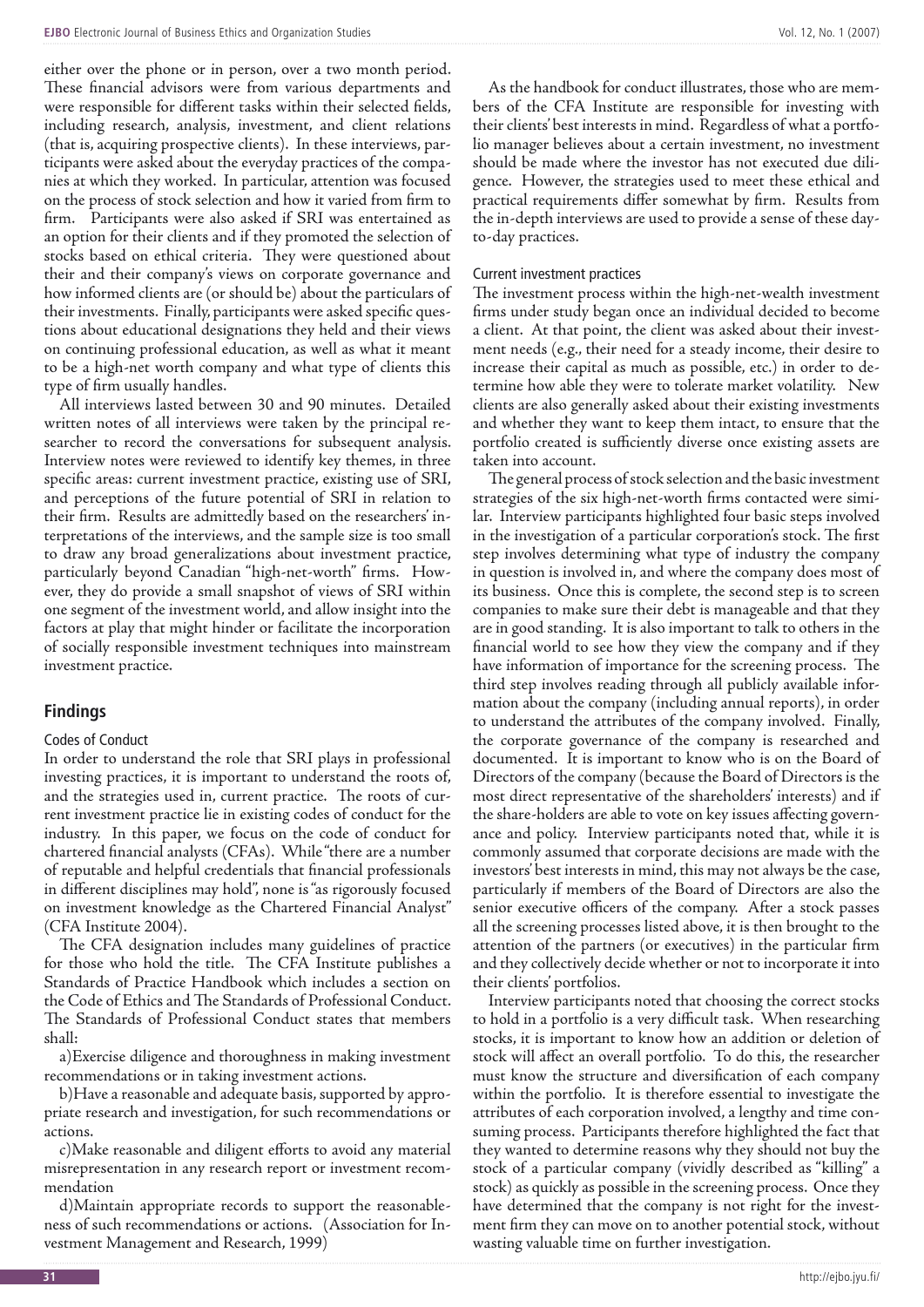either over the phone or in person, over a two month period. These financial advisors were from various departments and were responsible for different tasks within their selected fields, including research, analysis, investment, and client relations (that is, acquiring prospective clients). In these interviews, participants were asked about the everyday practices of the companies at which they worked. In particular, attention was focused on the process of stock selection and how it varied from firm to firm. Participants were also asked if SRI was entertained as an option for their clients and if they promoted the selection of stocks based on ethical criteria. They were questioned about their and their company's views on corporate governance and how informed clients are (or should be) about the particulars of their investments. Finally, participants were asked specific questions about educational designations they held and their views on continuing professional education, as well as what it meant to be a high-net worth company and what type of clients this type of firm usually handles.

All interviews lasted between 30 and 90 minutes. Detailed written notes of all interviews were taken by the principal researcher to record the conversations for subsequent analysis. Interview notes were reviewed to identify key themes, in three specific areas: current investment practice, existing use of SRI, and perceptions of the future potential of SRI in relation to their firm. Results are admittedly based on the researchers' interpretations of the interviews, and the sample size is too small to draw any broad generalizations about investment practice, particularly beyond Canadian "high-net-worth" firms. However, they do provide a small snapshot of views of SRI within one segment of the investment world, and allow insight into the factors at play that might hinder or facilitate the incorporation of socially responsible investment techniques into mainstream investment practice.

## Findings

### Codes of Conduct

In order to understand the role that SRI plays in professional investing practices, it is important to understand the roots of, and the strategies used in, current practice. The roots of current investment practice lie in existing codes of conduct for the industry. In this paper, we focus on the code of conduct for chartered financial analysts (CFAs). While "there are a number of reputable and helpful credentials that financial professionals in different disciplines may hold", none is "as rigorously focused on investment knowledge as the Chartered Financial Analyst" (CFA Institute 2004).

The CFA designation includes many guidelines of practice for those who hold the title. The CFA Institute publishes a Standards of Practice Handbook which includes a section on the Code of Ethics and The Standards of Professional Conduct. The Standards of Professional Conduct states that members shall:

a)Exercise diligence and thoroughness in making investment recommendations or in taking investment actions.

b)Have a reasonable and adequate basis, supported by appropriate research and investigation, for such recommendations or actions.

c)Make reasonable and diligent efforts to avoid any material misrepresentation in any research report or investment recommendation

d)Maintain appropriate records to support the reasonableness of such recommendations or actions. (Association for Investment Management and Research, 1999)

As the handbook for conduct illustrates, those who are members of the CFA Institute are responsible for investing with their clients' best interests in mind. Regardless of what a portfolio manager believes about a certain investment, no investment should be made where the investor has not executed due diligence. However, the strategies used to meet these ethical and practical requirements differ somewhat by firm. Results from the in-depth interviews are used to provide a sense of these day-to-day practices.

### Current investment practices

The investment process within the high-net-wealth investment firms under study began once an individual decided to become a client. At that point, the client was asked about their investment needs (e.g., their need for a steady income, their desire to increase their capital as much as possible, etc.) in order to determine how able they were to tolerate market volatility. New clients are also generally asked about their existing investments and whether they want to keep them intact, to ensure that the portfolio created is sufficiently diverse once existing assets are taken into account.

The general process of stock selection and the basic investment strategies of the six high-net-worth firms contacted were similar. Interview participants highlighted four basic steps involved in the investigation of a particular corporation's stock. The first step involves determining what type of industry the company in question is involved in, and where the company does most of its business. Once this is complete, the second step is to screen companies to make sure their debt is manageable and that they are in good standing. It is also important to talk to others in the financial world to see how they view the company and if they have information of importance for the screening process. The third step involves reading through all publicly available information about the company (including annual reports), in order to understand the attributes of the company involved. Finally, the corporate governance of the company is researched and documented. It is important to know who is on the Board of Directors of the company (because the Board of Directors is the most direct representative of the shareholders' interests) and if the share-holders are able to vote on key issues affecting governance and policy. Interview participants noted that, while it is commonly assumed that corporate decisions are made with the investors' best interests in mind, this may not always be the case, particularly if members of the Board of Directors are also the senior executive officers of the company. After a stock passes all the screening processes listed above, it is then brought to the attention of the partners (or executives) in the particular firm and they collectively decide whether or not to incorporate it into their clients' portfolios.

Interview participants noted that choosing the correct stocks to hold in a portfolio is a very difficult task. When researching stocks, it is important to know how an addition or deletion of stock will affect an overall portfolio. To do this, the researcher must know the structure and diversification of each company within the portfolio. It is therefore essential to investigate the attributes of each corporation involved, a lengthy and time consuming process. Participants therefore highlighted the fact that they wanted to determine reasons why they should not buy the stock of a particular company (vividly described as "killing" a stock) as quickly as possible in the screening process. Once they have determined that the company is not right for the investment firm they can move on to another potential stock, without wasting valuable time on further investigation.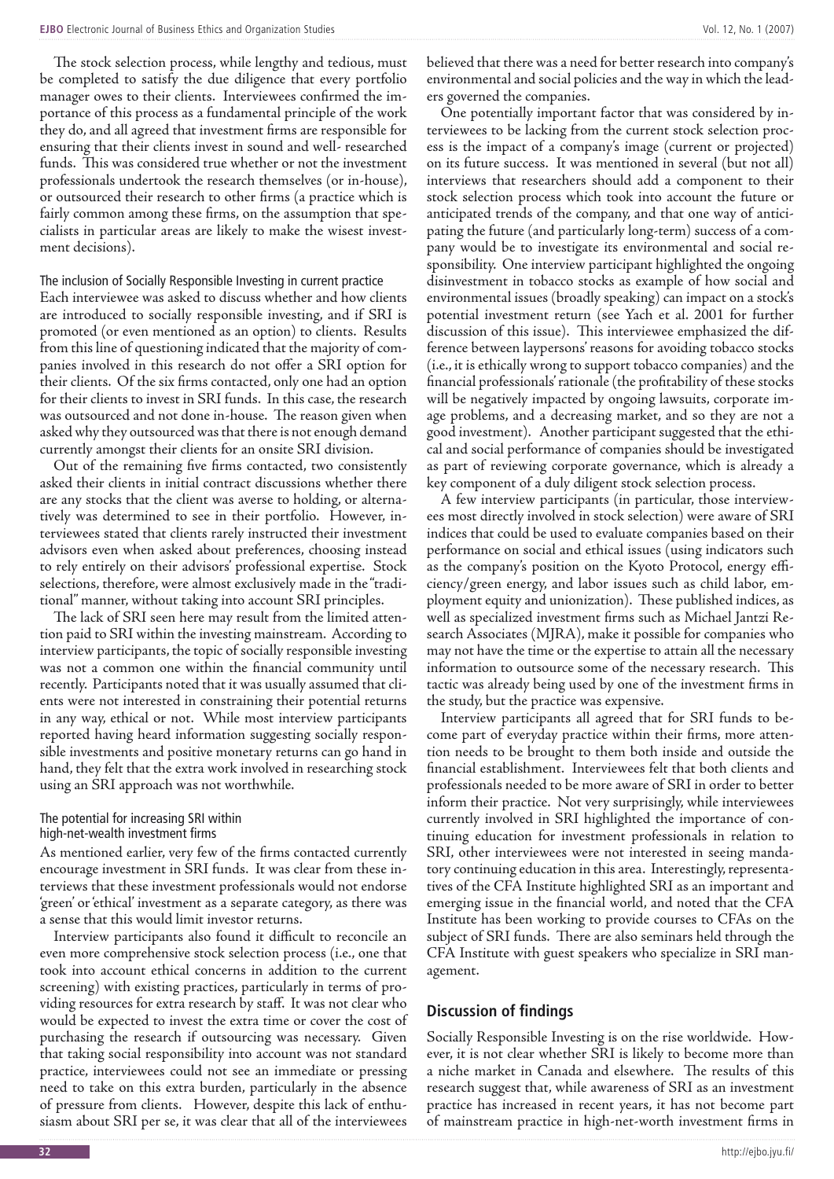The stock selection process, while lengthy and tedious, must be completed to satisfy the due diligence that every portfolio manager owes to their clients. Interviewees confirmed the importance of this process as a fundamental principle of the work they do, and all agreed that investment firms are responsible for ensuring that their clients invest in sound and well- researched funds. This was considered true whether or not the investment professionals undertook the research themselves (or in-house), or outsourced their research to other firms (a practice which is fairly common among these firms, on the assumption that specialists in particular areas are likely to make the wisest investment decisions).

### The inclusion of Socially Responsible Investing in current practice

Each interviewee was asked to discuss whether and how clients are introduced to socially responsible investing, and if SRI is promoted (or even mentioned as an option) to clients. Results from this line of questioning indicated that the majority of companies involved in this research do not offer a SRI option for their clients. Of the six firms contacted, only one had an option for their clients to invest in SRI funds. In this case, the research was outsourced and not done in-house. The reason given when asked why they outsourced was that there is not enough demand currently amongst their clients for an onsite SRI division.

Out of the remaining five firms contacted, two consistently asked their clients in initial contract discussions whether there are any stocks that the client was averse to holding, or alternatively was determined to see in their portfolio. However, interviewees stated that clients rarely instructed their investment advisors even when asked about preferences, choosing instead to rely entirely on their advisors' professional expertise. Stock selections, therefore, were almost exclusively made in the "traditional" manner, without taking into account SRI principles.

The lack of SRI seen here may result from the limited attention paid to SRI within the investing mainstream. According to interview participants, the topic of socially responsible investing was not a common one within the financial community until recently. Participants noted that it was usually assumed that clients were not interested in constraining their potential returns in any way, ethical or not. While most interview participants reported having heard information suggesting socially responsible investments and positive monetary returns can go hand in hand, they felt that the extra work involved in researching stock using an SRI approach was not worthwhile.

### The potential for increasing SRI within high-net-wealth investment firms

As mentioned earlier, very few of the firms contacted currently encourage investment in SRI funds. It was clear from these interviews that these investment professionals would not endorse 'green' or 'ethical' investment as a separate category, as there was a sense that this would limit investor returns.

Interview participants also found it difficult to reconcile an even more comprehensive stock selection process (i.e., one that took into account ethical concerns in addition to the current screening) with existing practices, particularly in terms of providing resources for extra research by staff. It was not clear who would be expected to invest the extra time or cover the cost of purchasing the research if outsourcing was necessary. Given that taking social responsibility into account was not standard practice, interviewees could not see an immediate or pressing need to take on this extra burden, particularly in the absence of pressure from clients. However, despite this lack of enthusiasm about SRI per se, it was clear that all of the interviewees believed that there was a need for better research into company's environmental and social policies and the way in which the leaders governed the companies.

One potentially important factor that was considered by interviewees to be lacking from the current stock selection process is the impact of a company's image (current or projected) on its future success. It was mentioned in several (but not all) interviews that researchers should add a component to their stock selection process which took into account the future or anticipated trends of the company, and that one way of anticipating the future (and particularly long-term) success of a company would be to investigate its environmental and social responsibility. One interview participant highlighted the ongoing disinvestment in tobacco stocks as example of how social and environmental issues (broadly speaking) can impact on a stock's potential investment return (see Yach et al. 2001 for further discussion of this issue). This interviewee emphasized the difference between laypersons' reasons for avoiding tobacco stocks (i.e., it is ethically wrong to support tobacco companies) and the financial professionals' rationale (the profitability of these stocks will be negatively impacted by ongoing lawsuits, corporate image problems, and a decreasing market, and so they are not a good investment). Another participant suggested that the ethical and social performance of companies should be investigated as part of reviewing corporate governance, which is already a key component of a duly diligent stock selection process.

A few interview participants (in particular, those interviewees most directly involved in stock selection) were aware of SRI indices that could be used to evaluate companies based on their performance on social and ethical issues (using indicators such as the company's position on the Kyoto Protocol, energy efficiency/green energy, and labor issues such as child labor, employment equity and unionization). These published indices, as well as specialized investment firms such as Michael Jantzi Research Associates (MJRA), make it possible for companies who may not have the time or the expertise to attain all the necessary information to outsource some of the necessary research. This tactic was already being used by one of the investment firms in the study, but the practice was expensive.

Interview participants all agreed that for SRI funds to become part of everyday practice within their firms, more attention needs to be brought to them both inside and outside the financial establishment. Interviewees felt that both clients and professionals needed to be more aware of SRI in order to better inform their practice. Not very surprisingly, while interviewees currently involved in SRI highlighted the importance of continuing education for investment professionals in relation to SRI, other interviewees were not interested in seeing mandatory continuing education in this area. Interestingly, representatives of the CFA Institute highlighted SRI as an important and emerging issue in the financial world, and noted that the CFA Institute has been working to provide courses to CFAs on the subject of SRI funds. There are also seminars held through the CFA Institute with guest speakers who specialize in SRI management.

## Discussion of findings

Socially Responsible Investing is on the rise worldwide. However, it is not clear whether SRI is likely to become more than a niche market in Canada and elsewhere. The results of this research suggest that, while awareness of SRI as an investment practice has increased in recent years, it has not become part of mainstream practice in high-net-worth investment firms in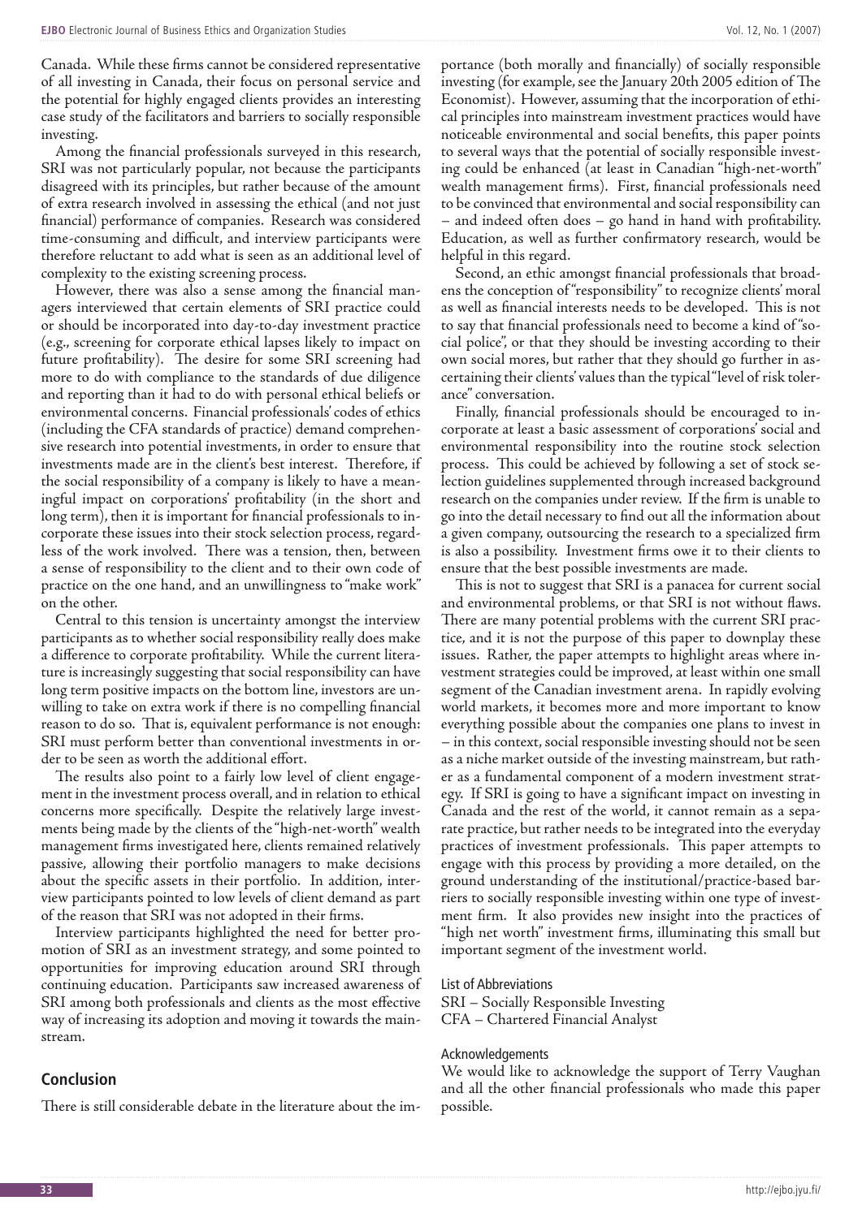Canada. While these firms cannot be considered representative of all investing in Canada, their focus on personal service and the potential for highly engaged clients provides an interesting case study of the facilitators and barriers to socially responsible investing.

Among the financial professionals surveyed in this research, SRI was not particularly popular, not because the participants disagreed with its principles, but rather because of the amount of extra research involved in assessing the ethical (and not just financial) performance of companies. Research was considered time-consuming and difficult, and interview participants were therefore reluctant to add what is seen as an additional level of complexity to the existing screening process.

However, there was also a sense among the financial managers interviewed that certain elements of SRI practice could or should be incorporated into day-to-day investment practice (e.g., screening for corporate ethical lapses likely to impact on future profitability). The desire for some SRI screening had more to do with compliance to the standards of due diligence and reporting than it had to do with personal ethical beliefs or environmental concerns. Financial professionals' codes of ethics (including the CFA standards of practice) demand comprehensive research into potential investments, in order to ensure that investments made are in the client's best interest. Therefore, if the social responsibility of a company is likely to have a meaningful impact on corporations' profitability (in the short and long term), then it is important for financial professionals to incorporate these issues into their stock selection process, regardless of the work involved. There was a tension, then, between a sense of responsibility to the client and to their own code of practice on the one hand, and an unwillingness to "make work" on the other.

Central to this tension is uncertainty amongst the interview participants as to whether social responsibility really does make a difference to corporate profitability. While the current literature is increasingly suggesting that social responsibility can have long term positive impacts on the bottom line, investors are unwilling to take on extra work if there is no compelling financial reason to do so. That is, equivalent performance is not enough: SRI must perform better than conventional investments in order to be seen as worth the additional effort.

The results also point to a fairly low level of client engagement in the investment process overall, and in relation to ethical concerns more specifically. Despite the relatively large investments being made by the clients of the "high-net-worth" wealth management firms investigated here, clients remained relatively passive, allowing their portfolio managers to make decisions about the specific assets in their portfolio. In addition, interview participants pointed to low levels of client demand as part of the reason that SRI was not adopted in their firms.

Interview participants highlighted the need for better promotion of SRI as an investment strategy, and some pointed to opportunities for improving education around SRI through continuing education. Participants saw increased awareness of SRI among both professionals and clients as the most effective way of increasing its adoption and moving it towards the mainstream.

## Conclusion

There is still considerable debate in the literature about the importance (both morally and financially) of socially responsible investing (for example, see the January 20th 2005 edition of The Economist). However, assuming that the incorporation of ethical principles into mainstream investment practices would have noticeable environmental and social benefits, this paper points to several ways that the potential of socially responsible investing could be enhanced (at least in Canadian "high-net-worth" wealth management firms). First, financial professionals need to be convinced that environmental and social responsibility can – and indeed often does – go hand in hand with profitability. Education, as well as further confirmatory research, would be helpful in this regard.

Second, an ethic amongst financial professionals that broadens the conception of "responsibility" to recognize clients' moral as well as financial interests needs to be developed. This is not to say that financial professionals need to become a kind of "social police", or that they should be investing according to their own social mores, but rather that they should go further in ascertaining their clients' values than the typical "level of risk tolerance" conversation.

Finally, financial professionals should be encouraged to incorporate at least a basic assessment of corporations' social and environmental responsibility into the routine stock selection process. This could be achieved by following a set of stock selection guidelines supplemented through increased background research on the companies under review. If the firm is unable to go into the detail necessary to find out all the information about a given company, outsourcing the research to a specialized firm is also a possibility. Investment firms owe it to their clients to ensure that the best possible investments are made.

This is not to suggest that SRI is a panacea for current social and environmental problems, or that SRI is not without flaws. There are many potential problems with the current SRI practice, and it is not the purpose of this paper to downplay these issues. Rather, the paper attempts to highlight areas where investment strategies could be improved, at least within one small segment of the Canadian investment arena. In rapidly evolving world markets, it becomes more and more important to know everything possible about the companies one plans to invest in – in this context, social responsible investing should not be seen as a niche market outside of the investing mainstream, but rather as a fundamental component of a modern investment strategy. If SRI is going to have a significant impact on investing in Canada and the rest of the world, it cannot remain as a separate practice, but rather needs to be integrated into the everyday practices of investment professionals. This paper attempts to engage with this process by providing a more detailed, on the ground understanding of the institutional/practice-based barriers to socially responsible investing within one type of investment firm. It also provides new insight into the practices of "high net worth" investment firms, illuminating this small but important segment of the investment world.

#### List of Abbreviations

SRI – Socially Responsible Investing
CFA – Chartered Financial Analyst

#### Acknowledgements

We would like to acknowledge the support of Terry Vaughan and all the other financial professionals who made this paper possible.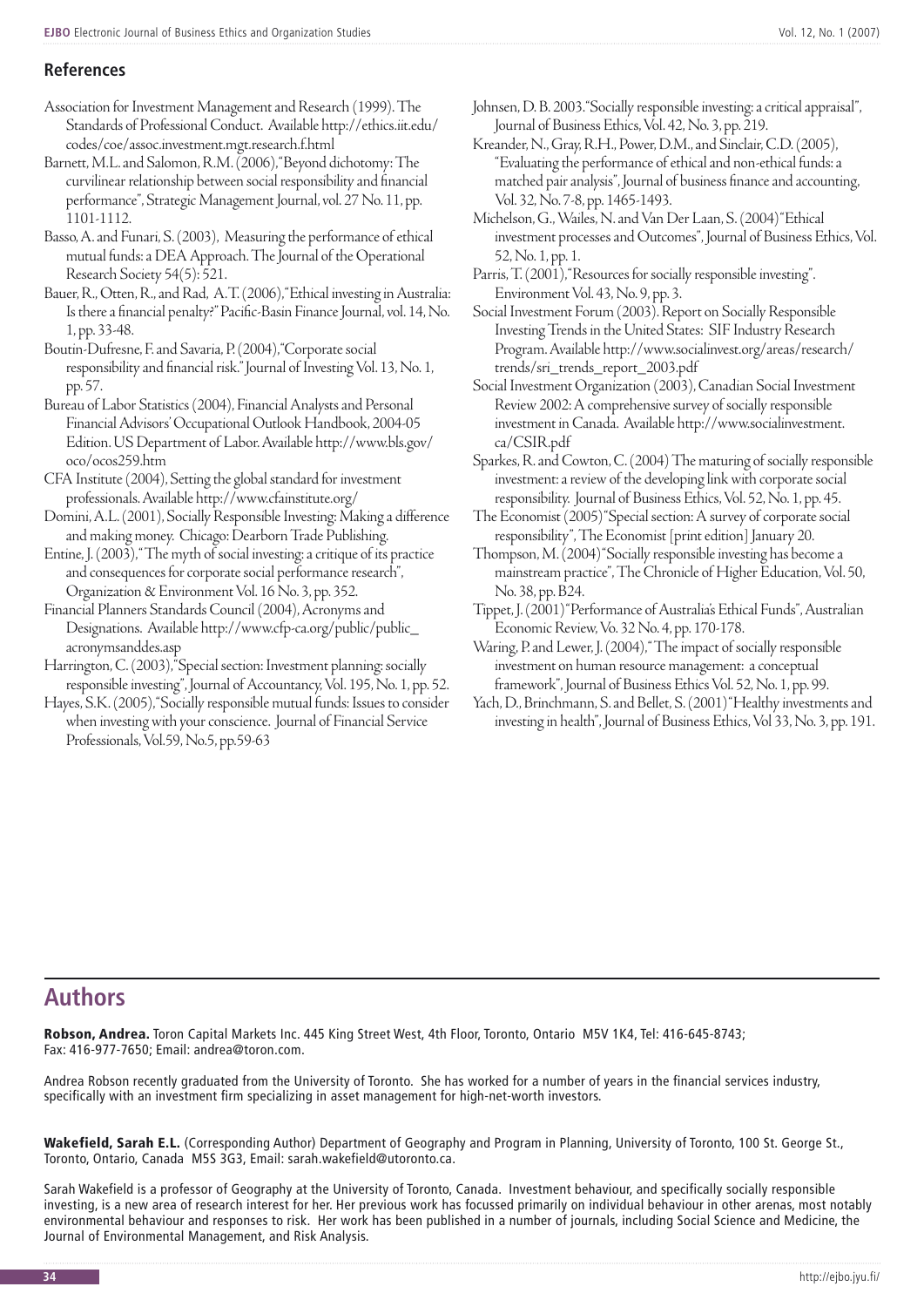## References

Association for Investment Management and Research (1999). The Standards of Professional Conduct. Available http://ethics.iit.edu/codes/coe/assoc.investment.mgt.research.f.html

Barnett, M.L. and Salomon, R.M. (2006), "Beyond dichotomy: The curvilinear relationship between social responsibility and financial performance", Strategic Management Journal, vol. 27 No. 11, pp. 1101-1112.

Basso, A. and Funari, S. (2003), Measuring the performance of ethical mutual funds: a DEA Approach. The Journal of the Operational Research Society 54(5): 521.

Bauer, R., Otten, R., and Rad, A.T. (2006), "Ethical investing in Australia: Is there a financial penalty?" Pacific-Basin Finance Journal, vol. 14, No. 1, pp. 33-48.

Boutin-Dufresne, F. and Savaria, P. (2004), "Corporate social responsibility and financial risk." Journal of Investing Vol. 13, No. 1, pp. 57.

Bureau of Labor Statistics (2004), Financial Analysts and Personal Financial Advisors' Occupational Outlook Handbook, 2004-05 Edition. US Department of Labor. Available http://www.bls.gov/oco/ocos259.htm

CFA Institute (2004), Setting the global standard for investment professionals. Available http://www.cfainstitute.org/

Domini, A.L. (2001), Socially Responsible Investing: Making a difference and making money. Chicago: Dearborn Trade Publishing.

Entine, J. (2003), "The myth of social investing: a critique of its practice and consequences for corporate social performance research", Organization & Environment Vol. 16 No. 3, pp. 352.

Financial Planners Standards Council (2004), Acronyms and Designations. Available http://www.cfp-ca.org/public/public_acronymsanddes.asp

Harrington, C. (2003), "Special section: Investment planning: socially responsible investing", Journal of Accountancy, Vol. 195, No. 1, pp. 52.

Hayes, S.K. (2005), "Socially responsible mutual funds: Issues to consider when investing with your conscience. Journal of Financial Service Professionals, Vol.59, No.5, pp.59-63

Johnsen, D. B. 2003. "Socially responsible investing: a critical appraisal", Journal of Business Ethics, Vol. 42, No. 3, pp. 219.

Kreander, N., Gray, R.H., Power, D.M., and Sinclair, C.D. (2005), "Evaluating the performance of ethical and non-ethical funds: a matched pair analysis", Journal of business finance and accounting, Vol. 32, No. 7-8, pp. 1465-1493.

Michelson, G., Wailes, N. and Van Der Laan, S. (2004) "Ethical investment processes and Outcomes", Journal of Business Ethics, Vol. 52, No. 1, pp. 1.

Parris, T. (2001), "Resources for socially responsible investing". Environment Vol. 43, No. 9, pp. 3.

Social Investment Forum (2003). Report on Socially Responsible Investing Trends in the United States: SIF Industry Research Program. Available http://www.socialinvest.org/areas/research/trends/sri_trends_report_2003.pdf

Social Investment Organization (2003), Canadian Social Investment Review 2002: A comprehensive survey of socially responsible investment in Canada. Available http://www.socialinvestment.ca/CSIR.pdf

Sparkes, R. and Cowton, C. (2004) The maturing of socially responsible investment: a review of the developing link with corporate social responsibility. Journal of Business Ethics, Vol. 52, No. 1, pp. 45.

The Economist (2005) "Special section: A survey of corporate social responsibility", The Economist [print edition] January 20.

Thompson, M. (2004) "Socially responsible investing has become a mainstream practice", The Chronicle of Higher Education, Vol. 50, No. 38, pp. B24.

Tippet, J. (2001) "Performance of Australia's Ethical Funds", Australian Economic Review, Vo. 32 No. 4, pp. 170-178.

Waring, P. and Lewer, J. (2004), "The impact of socially responsible investment on human resource management: a conceptual framework", Journal of Business Ethics Vol. 52, No. 1, pp. 99.

Yach, D., Brinchmann, S. and Bellet, S. (2001) "Healthy investments and investing in health", Journal of Business Ethics, Vol 33, No. 3, pp. 191.

# Authors

**Robson, Andrea.** Toron Capital Markets Inc. 445 King Street West, 4th Floor, Toronto, Ontario M5V 1K4, Tel: 416-645-8743; Fax: 416-977-7650; Email: andrea@toron.com.

Andrea Robson recently graduated from the University of Toronto. She has worked for a number of years in the financial services industry, specifically with an investment firm specializing in asset management for high-net-worth investors.

**Wakefield, Sarah E.L.** (Corresponding Author) Department of Geography and Program in Planning, University of Toronto, 100 St. George St., Toronto, Ontario, Canada M5S 3G3, Email: sarah.wakefield@utoronto.ca.

Sarah Wakefield is a professor of Geography at the University of Toronto, Canada. Investment behaviour, and specifically socially responsible investing, is a new area of research interest for her. Her previous work has focussed primarily on individual behaviour in other arenas, most notably environmental behaviour and responses to risk. Her work has been published in a number of journals, including Social Science and Medicine, the Journal of Environmental Management, and Risk Analysis.